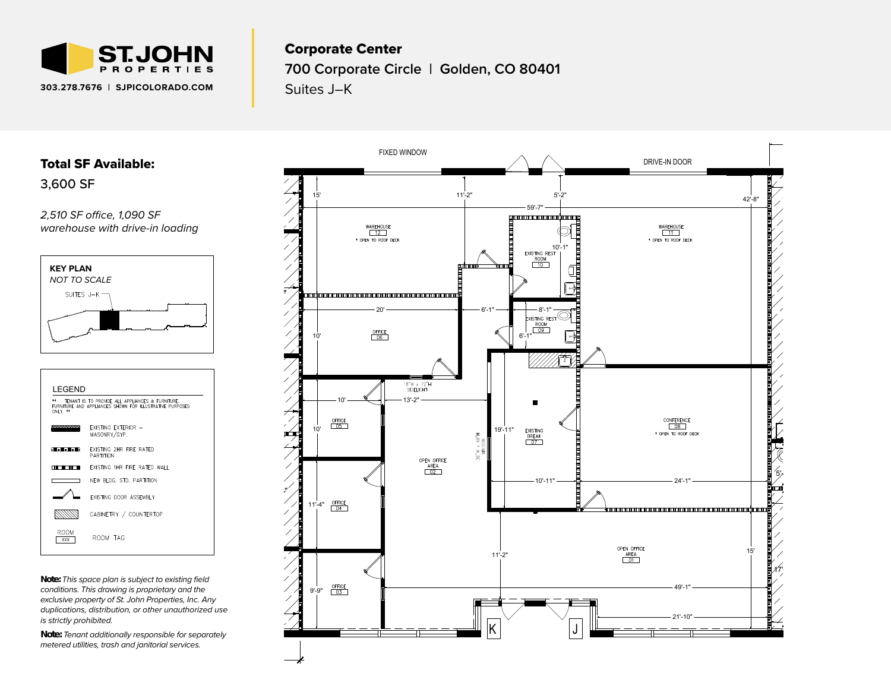**ST.JOHN PROPERTIES**

303.278.7676 | SJPICOLORADO.COM

# Corporate Center

## 700 Corporate Circle | Golden, CO 80401

Suites J–K

## Total SF Available:

3,600 SF

*2,510 SF office, 1,090 SF warehouse with drive-in loading*

**KEY PLAN**
*NOT TO SCALE*

SUITES J–K

LEGEND

** TENANT IS TO PROVIDE ALL APPLIANCES & FURNITURE. FURNITURE AND APPLIANCES SHOWN FOR ILLUSTRATIVE PURPOSES ONLY. **

- EXISTING EXTERIOR – MASONRY/GYP.
- EXISTING 2HR FIRE RATED PARTITION
- EXISTING 1HR FIRE RATED WALL
- NEW BLDG. STD. PARTITION
- EXISTING DOOR ASSEMBLY
- CABINETRY / COUNTERTOP
- ROOM TAG

**Note:** *This space plan is subject to existing field conditions. This drawing is proprietary and the exclusive property of St. John Properties, Inc. Any duplications, distribution, or other unauthorized use is strictly prohibited.*

**Note:** *Tenant additionally responsible for separately metered utilities, trash and janitorial services.*

FIXED WINDOW
DRIVE-IN DOOR

WAREHOUSE 12 — * OPEN TO ROOF DECK
WAREHOUSE 11 — * OPEN TO ROOF DECK
EXISTING REST ROOM 10
EXISTING REST ROOM 09
OFFICE 06
OFFICE 05
OFFICE 04
OFFICE 03
OPEN OFFICE AREA 02
EXISTING BREAK 07
CONFERENCE 08 — * OPEN TO ROOF DECK
OPEN OFFICE AREA 01

18"W x 72"H SIDELIGHT
36"W x 48"H WINDOW

15' | 11'-2" | 5'-2" | 42'-8" | 59'-7" | 10'-1" | 20' | 6'-1" | 8'-1" | 10' | 6'-1" | 10' | 13'-2" | 10' | 19'-11" | 11'-4" | 10'-11" | 24'-1" | 5' | 11'-2" | 15' | 17' | 9'-9" | 49'-1" | 21'-10"

K
J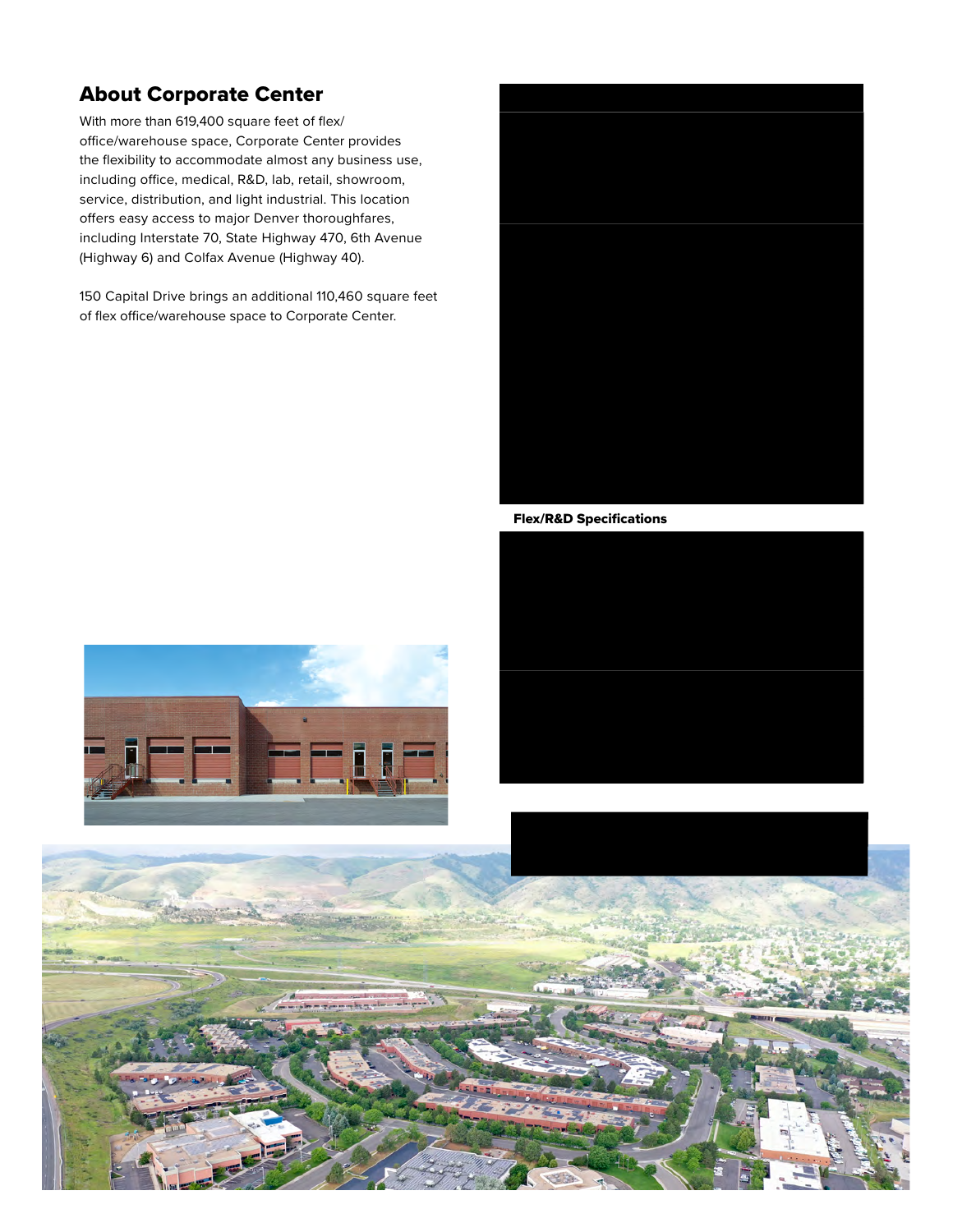## About Corporate Center

With more than 619,400 square feet of flex/office/warehouse space, Corporate Center provides the flexibility to accommodate almost any business use, including office, medical, R&D, lab, retail, showroom, service, distribution, and light industrial. This location offers easy access to major Denver thoroughfares, including Interstate 70, State Highway 470, 6th Avenue (Highway 6) and Colfax Avenue (Highway 40).

150 Capital Drive brings an additional 110,460 square feet of flex office/warehouse space to Corporate Center.

**Flex/R&D Specifications**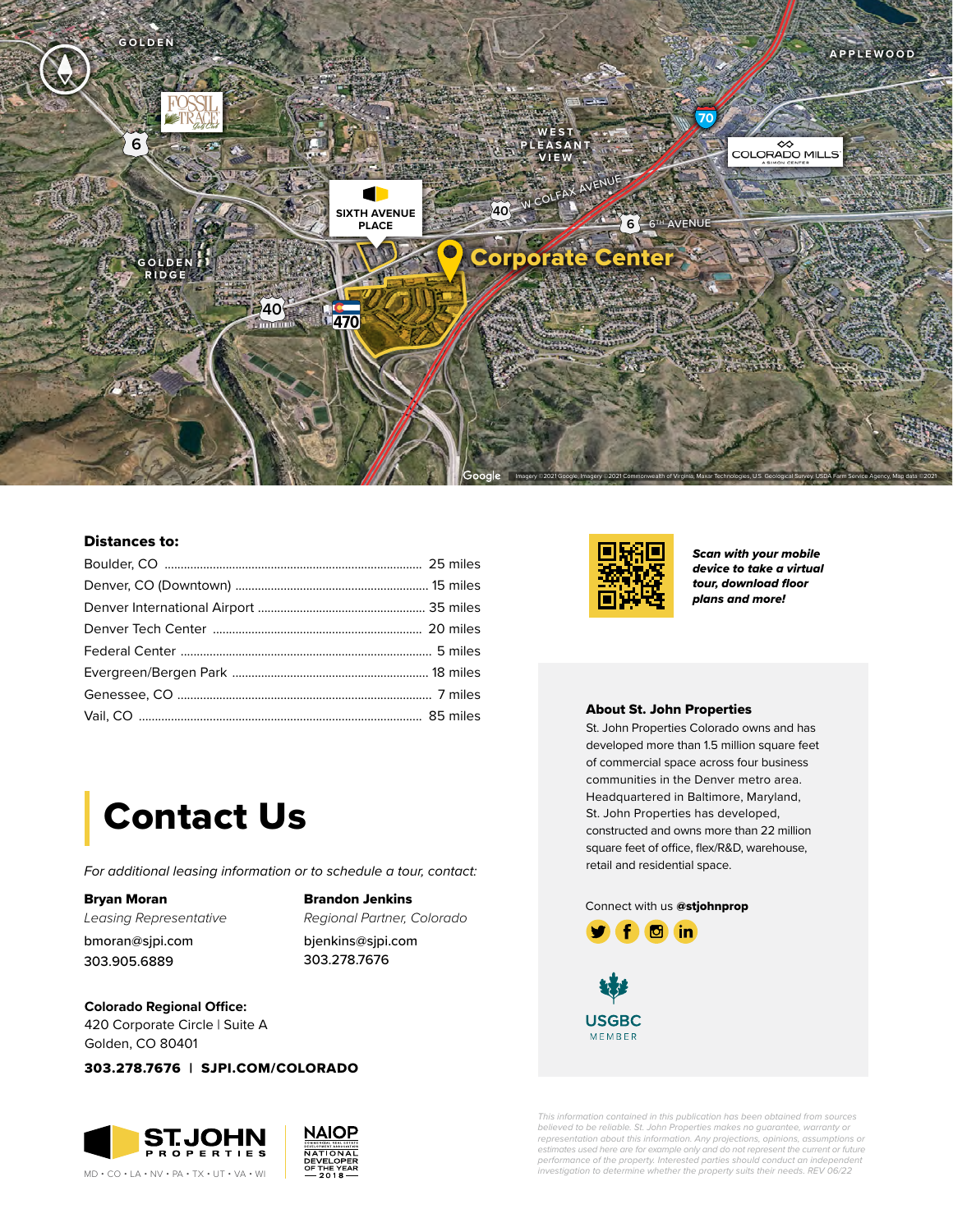GOLDEN

APPLEWOOD

WEST PLEASANT VIEW

COLORADO MILLS

W COLFAX AVENUE

6TH AVENUE

SIXTH AVENUE PLACE

Corporate Center

GOLDEN RIDGE

Google

Imagery ©2021 Google, Imagery ©2021 Commonwealth of Virginia, Maxar Technologies, U.S. Geological Survey, USDA Farm Service Agency, Map data ©2021

**Distances to:**

| | |
|---|---|
| Boulder, CO | 25 miles |
| Denver, CO (Downtown) | 15 miles |
| Denver International Airport | 35 miles |
| Denver Tech Center | 20 miles |
| Federal Center | 5 miles |
| Evergreen/Bergen Park | 18 miles |
| Genessee, CO | 7 miles |
| Vail, CO | 85 miles |

***Scan with your mobile device to take a virtual tour, download floor plans and more!***

# Contact Us

*For additional leasing information or to schedule a tour, contact:*

**Bryan Moran**
*Leasing Representative*
bmoran@sjpi.com
303.905.6889

**Brandon Jenkins**
*Regional Partner, Colorado*
bjenkins@sjpi.com
303.278.7676

**Colorado Regional Office:**
420 Corporate Circle | Suite A
Golden, CO 80401

**303.278.7676 | SJPI.COM/COLORADO**

**About St. John Properties**

St. John Properties Colorado owns and has developed more than 1.5 million square feet of commercial space across four business communities in the Denver metro area. Headquartered in Baltimore, Maryland, St. John Properties has developed, constructed and owns more than 22 million square feet of office, flex/R&D, warehouse, retail and residential space.

Connect with us **@stjohnprop**

USGBC MEMBER

ST. JOHN PROPERTIES

MD • CO • LA • NV • PA • TX • UT • VA • WI

NAIOP NATIONAL DEVELOPER OF THE YEAR 2018

*This information contained in this publication has been obtained from sources believed to be reliable. St. John Properties makes no guarantee, warranty or representation about this information. Any projections, opinions, assumptions or estimates used here are for example only and do not represent the current or future performance of the property. Interested parties should conduct an independent investigation to determine whether the property suits their needs. REV 06/22*